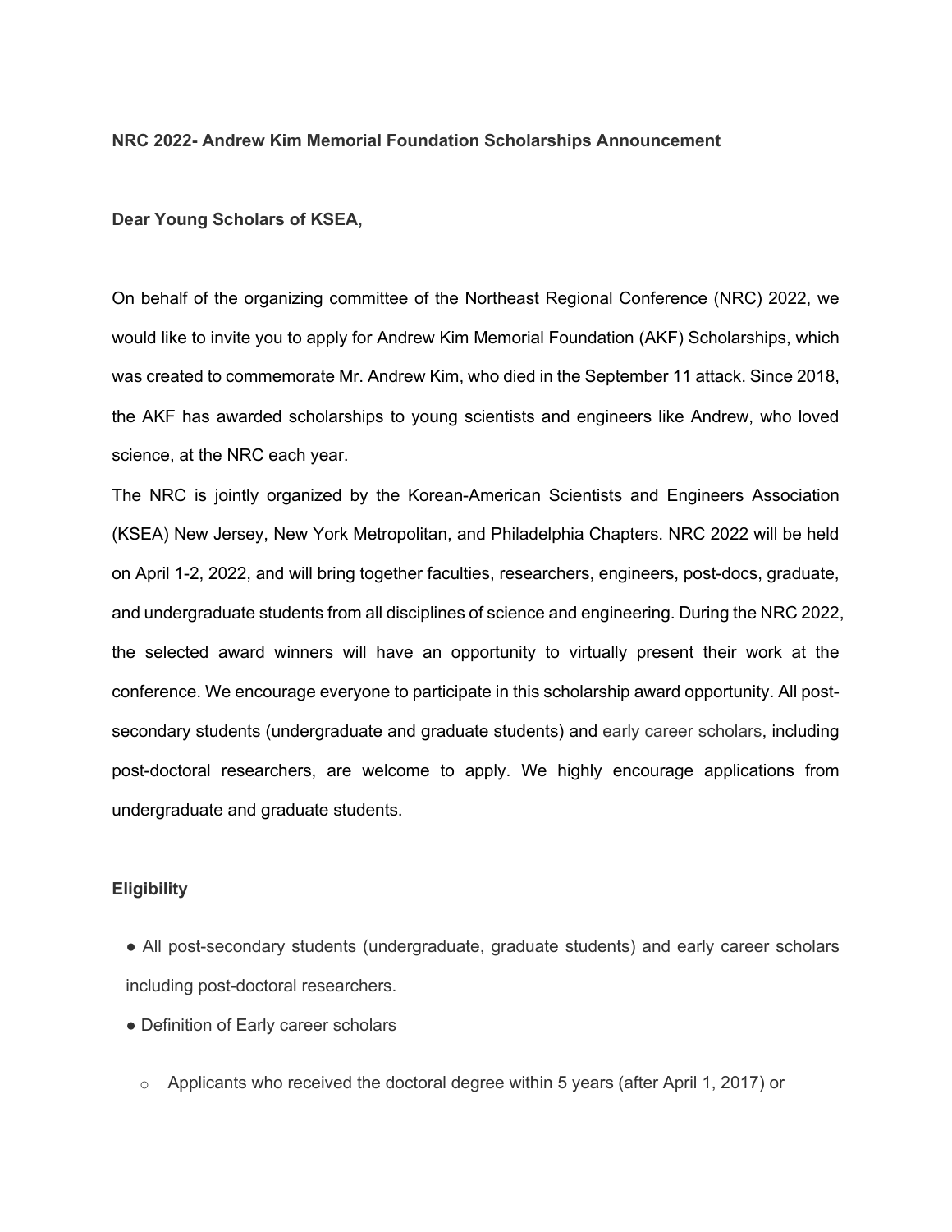**NRC 2022- Andrew Kim Memorial Foundation Scholarships Announcement**

**Dear Young Scholars of KSEA,**

On behalf of the organizing committee of the Northeast Regional Conference (NRC) 2022, we would like to invite you to apply for Andrew Kim Memorial Foundation (AKF) Scholarships, which was created to commemorate Mr. Andrew Kim, who died in the September 11 attack. Since 2018, the AKF has awarded scholarships to young scientists and engineers like Andrew, who loved science, at the NRC each year.

The NRC is jointly organized by the Korean-American Scientists and Engineers Association (KSEA) New Jersey, New York Metropolitan, and Philadelphia Chapters. NRC 2022 will be held on April 1-2, 2022, and will bring together faculties, researchers, engineers, post-docs, graduate, and undergraduate students from all disciplines of science and engineering. During the NRC 2022, the selected award winners will have an opportunity to virtually present their work at the conference. We encourage everyone to participate in this scholarship award opportunity. All post-secondary students (undergraduate and graduate students) and early career scholars, including post-doctoral researchers, are welcome to apply. We highly encourage applications from undergraduate and graduate students.

**Eligibility**

- All post-secondary students (undergraduate, graduate students) and early career scholars including post-doctoral researchers.
- Definition of Early career scholars
  - Applicants who received the doctoral degree within 5 years (after April 1, 2017) or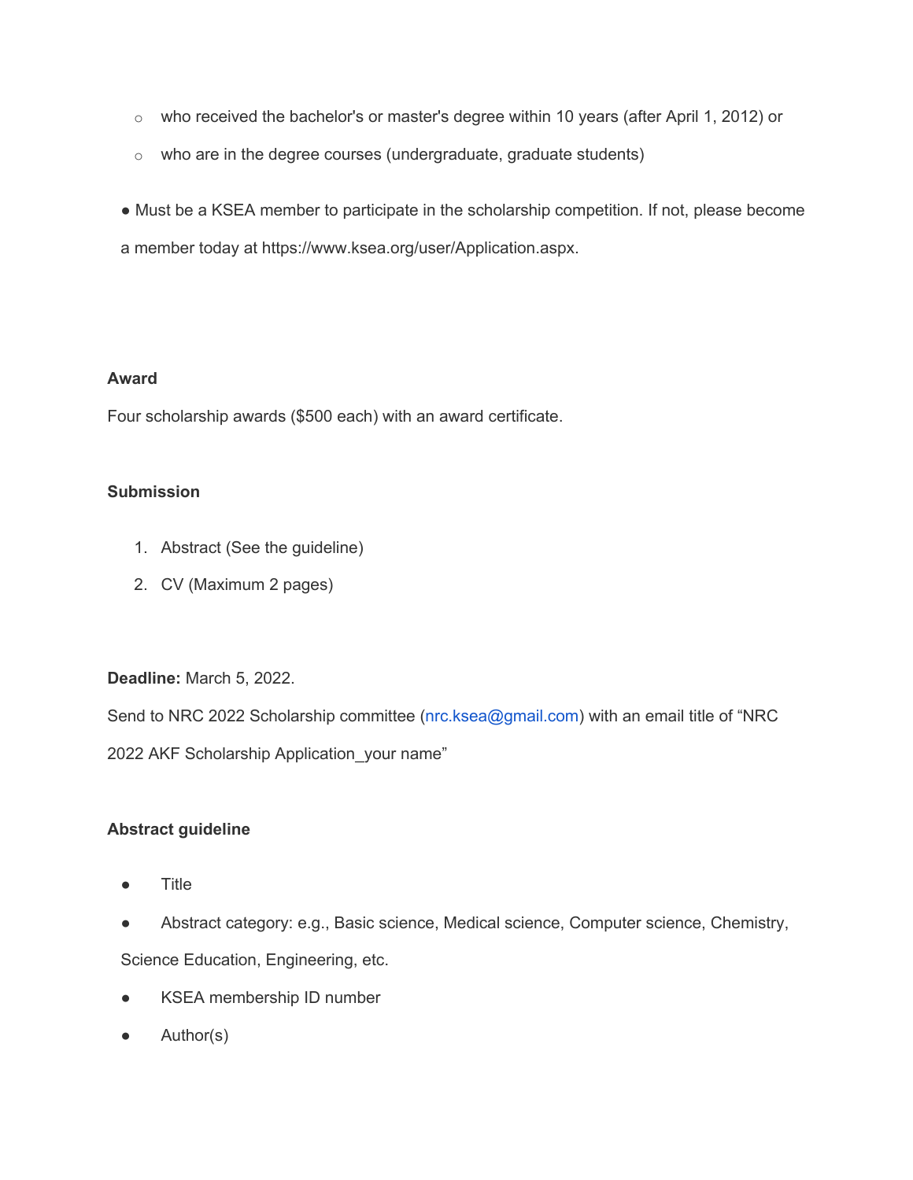- who received the bachelor's or master's degree within 10 years (after April 1, 2012) or
  - who are in the degree courses (undergraduate, graduate students)

- Must be a KSEA member to participate in the scholarship competition. If not, please become a member today at https://www.ksea.org/user/Application.aspx.

**Award**

Four scholarship awards ($500 each) with an award certificate.

**Submission**

1. Abstract (See the guideline)
2. CV (Maximum 2 pages)

**Deadline:** March 5, 2022.

Send to NRC 2022 Scholarship committee (nrc.ksea@gmail.com) with an email title of "NRC 2022 AKF Scholarship Application_your name"

**Abstract guideline**

- Title
- Abstract category: e.g., Basic science, Medical science, Computer science, Chemistry, Science Education, Engineering, etc.
- KSEA membership ID number
- Author(s)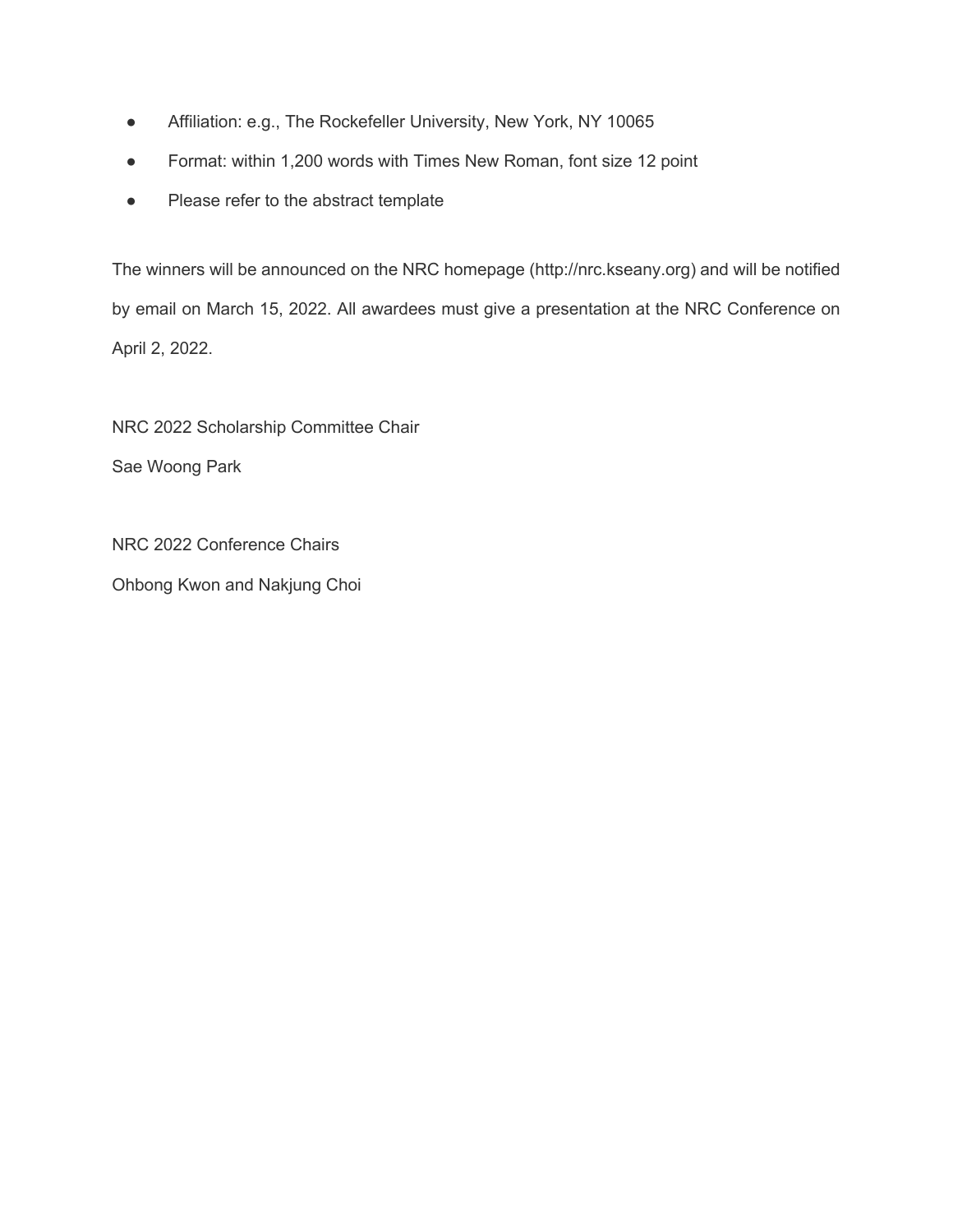- Affiliation: e.g., The Rockefeller University, New York, NY 10065
- Format: within 1,200 words with Times New Roman, font size 12 point
- Please refer to the abstract template

The winners will be announced on the NRC homepage (http://nrc.kseany.org) and will be notified by email on March 15, 2022. All awardees must give a presentation at the NRC Conference on April 2, 2022.

NRC 2022 Scholarship Committee Chair
Sae Woong Park

NRC 2022 Conference Chairs
Ohbong Kwon and Nakjung Choi